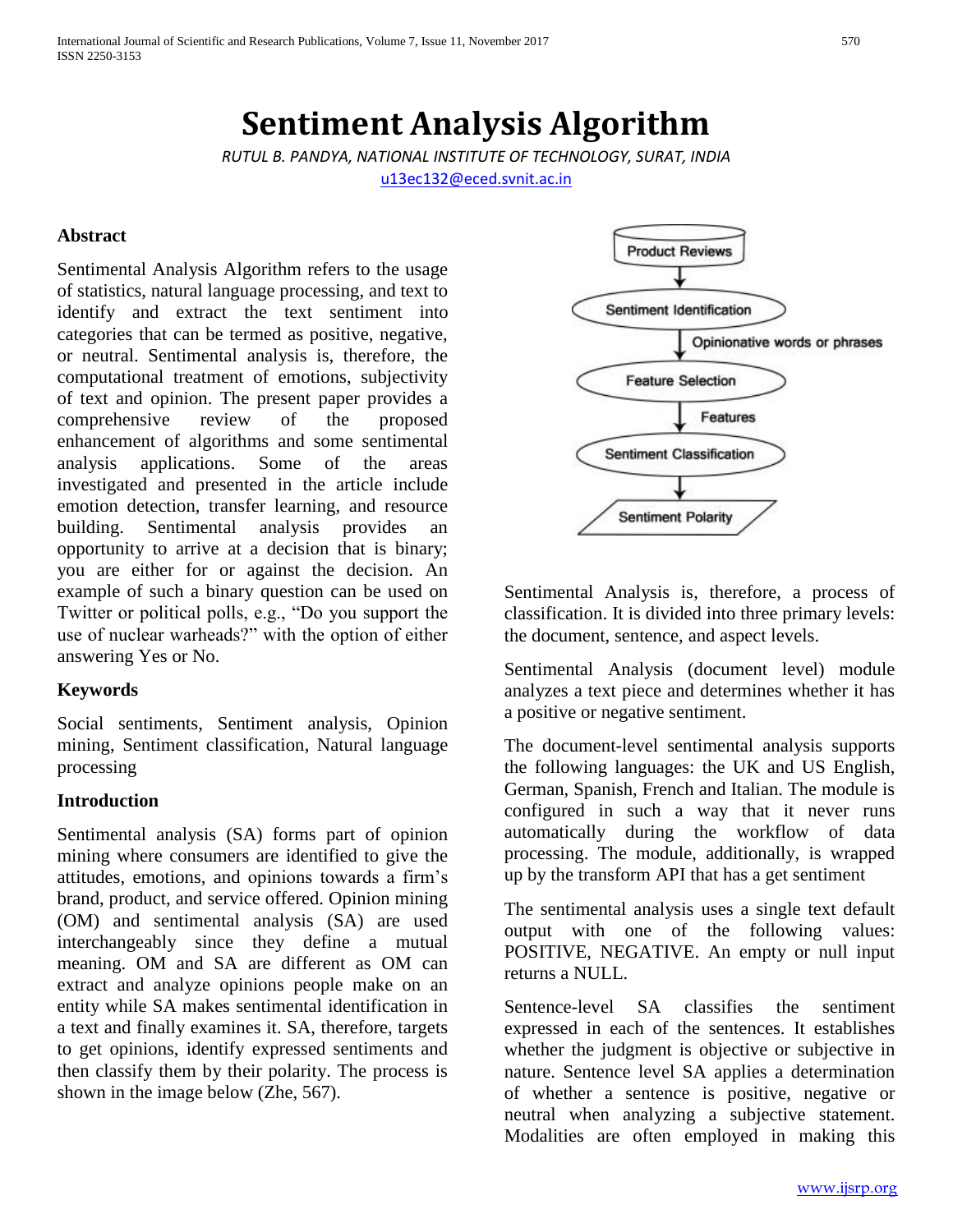# Sentiment Analysis Algorithm

*RUTUL B. PANDYA, NATIONAL INSTITUTE OF TECHNOLOGY, SURAT, INDIA*

u13ec132@eced.svnit.ac.in

### Abstract

Sentimental Analysis Algorithm refers to the usage of statistics, natural language processing, and text to identify and extract the text sentiment into categories that can be termed as positive, negative, or neutral. Sentimental analysis is, therefore, the computational treatment of emotions, subjectivity of text and opinion. The present paper provides a comprehensive review of the proposed enhancement of algorithms and some sentimental analysis applications. Some of the areas investigated and presented in the article include emotion detection, transfer learning, and resource building. Sentimental analysis provides an opportunity to arrive at a decision that is binary; you are either for or against the decision. An example of such a binary question can be used on Twitter or political polls, e.g., "Do you support the use of nuclear warheads?" with the option of either answering Yes or No.

### Keywords

Social sentiments, Sentiment analysis, Opinion mining, Sentiment classification, Natural language processing

### Introduction

Sentimental analysis (SA) forms part of opinion mining where consumers are identified to give the attitudes, emotions, and opinions towards a firm's brand, product, and service offered. Opinion mining (OM) and sentimental analysis (SA) are used interchangeably since they define a mutual meaning. OM and SA are different as OM can extract and analyze opinions people make on an entity while SA makes sentimental identification in a text and finally examines it. SA, therefore, targets to get opinions, identify expressed sentiments and then classify them by their polarity. The process is shown in the image below (Zhe, 567).

Product Reviews → Sentiment Identification → (Opinionative words or phrases) → Feature Selection → (Features) → Sentiment Classification → Sentiment Polarity

Sentimental Analysis is, therefore, a process of classification. It is divided into three primary levels: the document, sentence, and aspect levels.

Sentimental Analysis (document level) module analyzes a text piece and determines whether it has a positive or negative sentiment.

The document-level sentimental analysis supports the following languages: the UK and US English, German, Spanish, French and Italian. The module is configured in such a way that it never runs automatically during the workflow of data processing. The module, additionally, is wrapped up by the transform API that has a get sentiment

The sentimental analysis uses a single text default output with one of the following values: POSITIVE, NEGATIVE. An empty or null input returns a NULL.

Sentence-level SA classifies the sentiment expressed in each of the sentences. It establishes whether the judgment is objective or subjective in nature. Sentence level SA applies a determination of whether a sentence is positive, negative or neutral when analyzing a subjective statement. Modalities are often employed in making this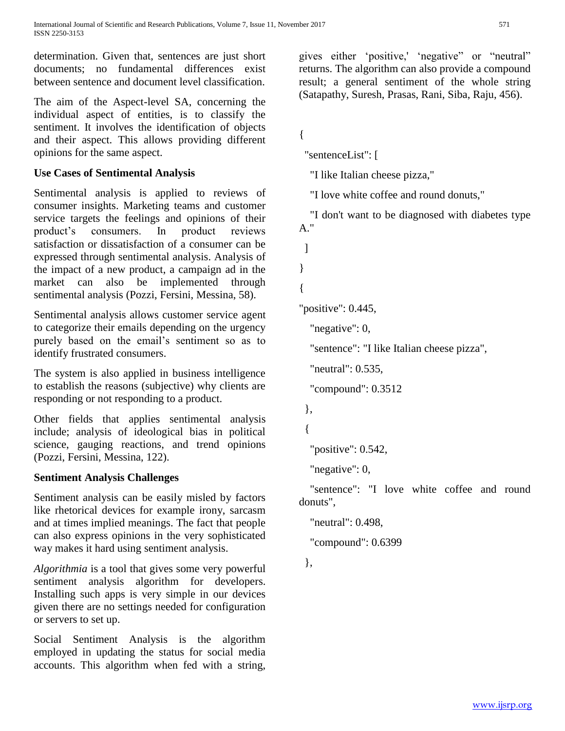determination. Given that, sentences are just short documents; no fundamental differences exist between sentence and document level classification.

The aim of the Aspect-level SA, concerning the individual aspect of entities, is to classify the sentiment. It involves the identification of objects and their aspect. This allows providing different opinions for the same aspect.

**Use Cases of Sentimental Analysis**

Sentimental analysis is applied to reviews of consumer insights. Marketing teams and customer service targets the feelings and opinions of their product's consumers. In product reviews satisfaction or dissatisfaction of a consumer can be expressed through sentimental analysis. Analysis of the impact of a new product, a campaign ad in the market can also be implemented through sentimental analysis (Pozzi, Fersini, Messina, 58).

Sentimental analysis allows customer service agent to categorize their emails depending on the urgency purely based on the email's sentiment so as to identify frustrated consumers.

The system is also applied in business intelligence to establish the reasons (subjective) why clients are responding or not responding to a product.

Other fields that applies sentimental analysis include; analysis of ideological bias in political science, gauging reactions, and trend opinions (Pozzi, Fersini, Messina, 122).

**Sentiment Analysis Challenges**

Sentiment analysis can be easily misled by factors like rhetorical devices for example irony, sarcasm and at times implied meanings. The fact that people can also express opinions in the very sophisticated way makes it hard using sentiment analysis.

*Algorithmia* is a tool that gives some very powerful sentiment analysis algorithm for developers. Installing such apps is very simple in our devices given there are no settings needed for configuration or servers to set up.

Social Sentiment Analysis is the algorithm employed in updating the status for social media accounts. This algorithm when fed with a string, gives either 'positive,' 'negative" or "neutral" returns. The algorithm can also provide a compound result; a general sentiment of the whole string (Satapathy, Suresh, Prasas, Rani, Siba, Raju, 456).

```
{
  "sentenceList": [
    "I like Italian cheese pizza,"
    "I love white coffee and round donuts,"
    "I don't want to be diagnosed with diabetes type A."
  ]
}
{
"positive": 0.445,
   "negative": 0,
   "sentence": "I like Italian cheese pizza",
   "neutral": 0.535,
   "compound": 0.3512
  },
  {
   "positive": 0.542,
   "negative": 0,
   "sentence": "I love white coffee and round donuts",
   "neutral": 0.498,
   "compound": 0.6399
  },
```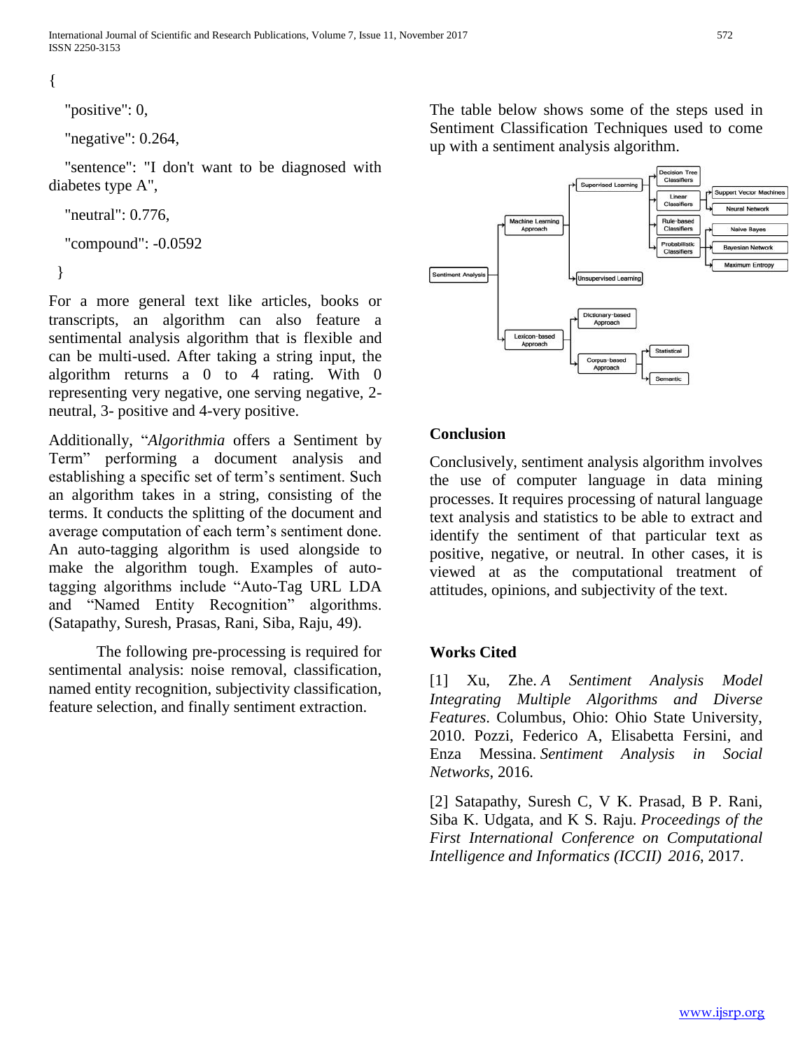{

"positive": 0,

"negative": 0.264,

"sentence": "I don't want to be diagnosed with diabetes type A",

"neutral": 0.776,

"compound": -0.0592

}

For a more general text like articles, books or transcripts, an algorithm can also feature a sentimental analysis algorithm that is flexible and can be multi-used. After taking a string input, the algorithm returns a 0 to 4 rating. With 0 representing very negative, one serving negative, 2- neutral, 3- positive and 4-very positive.

Additionally, "*Algorithmia* offers a Sentiment by Term" performing a document analysis and establishing a specific set of term's sentiment. Such an algorithm takes in a string, consisting of the terms. It conducts the splitting of the document and average computation of each term's sentiment done. An auto-tagging algorithm is used alongside to make the algorithm tough. Examples of auto-tagging algorithms include "Auto-Tag URL LDA and "Named Entity Recognition" algorithms. (Satapathy, Suresh, Prasas, Rani, Siba, Raju, 49).

The following pre-processing is required for sentimental analysis: noise removal, classification, named entity recognition, subjectivity classification, feature selection, and finally sentiment extraction.

The table below shows some of the steps used in Sentiment Classification Techniques used to come up with a sentiment analysis algorithm.

Sentiment Analysis
Machine Learning Approach
Supervised Learning
Decision Tree Classifiers
Linear Classifiers
Support Vector Machines
Neural Network
Rule-based Classifiers
Probabilistic Classifiers
Naive Bayes
Bayesian Network
Maximum Entropy
Unsupervised Learning
Lexicon-based Approach
Dictionary-based Approach
Corpus-based Approach
Statistical
Semantic

## Conclusion

Conclusively, sentiment analysis algorithm involves the use of computer language in data mining processes. It requires processing of natural language text analysis and statistics to be able to extract and identify the sentiment of that particular text as positive, negative, or neutral. In other cases, it is viewed at as the computational treatment of attitudes, opinions, and subjectivity of the text.

## Works Cited

[1] Xu, Zhe. *A Sentiment Analysis Model Integrating Multiple Algorithms and Diverse Features*. Columbus, Ohio: Ohio State University, 2010. Pozzi, Federico A, Elisabetta Fersini, and Enza Messina. *Sentiment Analysis in Social Networks*, 2016.

[2] Satapathy, Suresh C, V K. Prasad, B P. Rani, Siba K. Udgata, and K S. Raju. *Proceedings of the First International Conference on Computational Intelligence and Informatics (ICCII) 2016*, 2017.